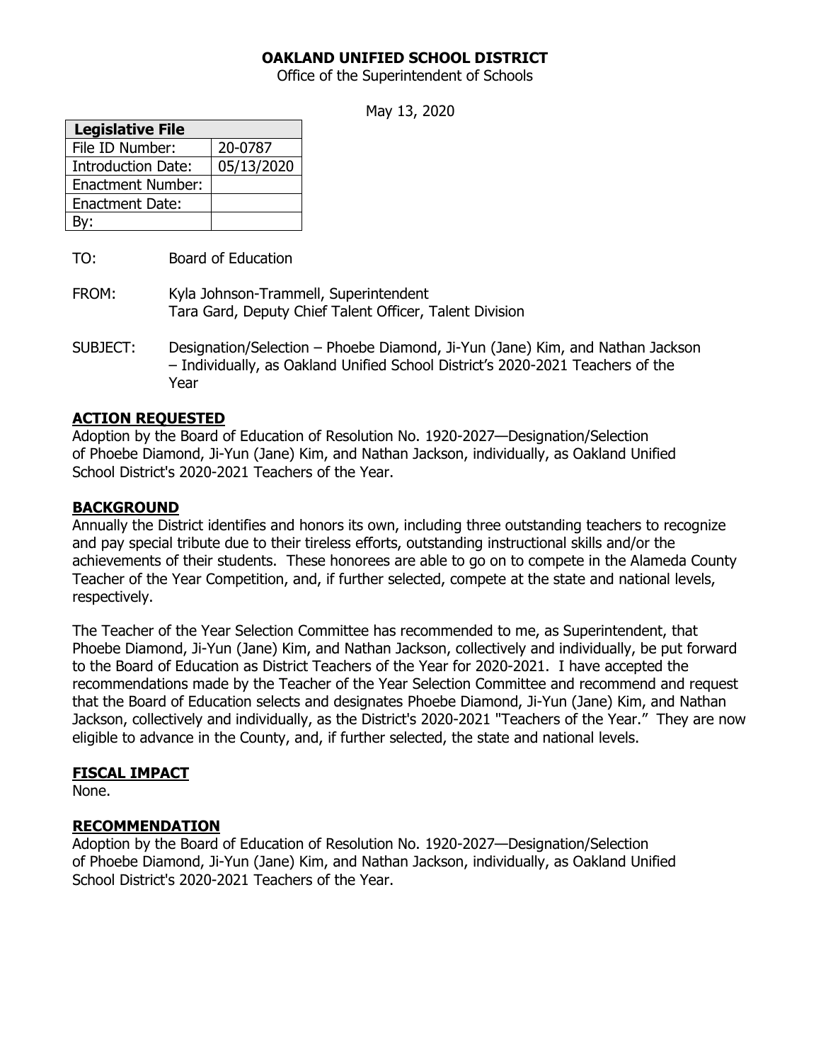**OAKLAND UNIFIED SCHOOL DISTRICT**

Office of the Superintendent of Schools

May 13, 2020

| Legislative File | |
|---|---|
| File ID Number: | 20-0787 |
| Introduction Date: | 05/13/2020 |
| Enactment Number: | |
| Enactment Date: | |
| By: | |

TO: Board of Education

FROM: Kyla Johnson-Trammell, Superintendent
Tara Gard, Deputy Chief Talent Officer, Talent Division

SUBJECT: Designation/Selection – Phoebe Diamond, Ji-Yun (Jane) Kim, and Nathan Jackson – Individually, as Oakland Unified School District's 2020-2021 Teachers of the Year

## ACTION REQUESTED

Adoption by the Board of Education of Resolution No. 1920-2027—Designation/Selection of Phoebe Diamond, Ji-Yun (Jane) Kim, and Nathan Jackson, individually, as Oakland Unified School District's 2020-2021 Teachers of the Year.

## BACKGROUND

Annually the District identifies and honors its own, including three outstanding teachers to recognize and pay special tribute due to their tireless efforts, outstanding instructional skills and/or the achievements of their students. These honorees are able to go on to compete in the Alameda County Teacher of the Year Competition, and, if further selected, compete at the state and national levels, respectively.

The Teacher of the Year Selection Committee has recommended to me, as Superintendent, that Phoebe Diamond, Ji-Yun (Jane) Kim, and Nathan Jackson, collectively and individually, be put forward to the Board of Education as District Teachers of the Year for 2020-2021. I have accepted the recommendations made by the Teacher of the Year Selection Committee and recommend and request that the Board of Education selects and designates Phoebe Diamond, Ji-Yun (Jane) Kim, and Nathan Jackson, collectively and individually, as the District's 2020-2021 "Teachers of the Year." They are now eligible to advance in the County, and, if further selected, the state and national levels.

## FISCAL IMPACT

None.

## RECOMMENDATION

Adoption by the Board of Education of Resolution No. 1920-2027—Designation/Selection of Phoebe Diamond, Ji-Yun (Jane) Kim, and Nathan Jackson, individually, as Oakland Unified School District's 2020-2021 Teachers of the Year.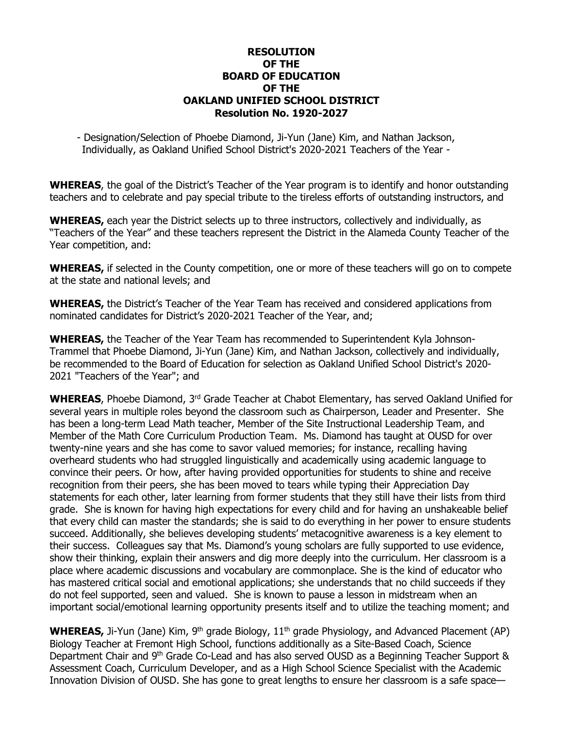**RESOLUTION**
**OF THE**
**BOARD OF EDUCATION**
**OF THE**
**OAKLAND UNIFIED SCHOOL DISTRICT**
**Resolution No. 1920-2027**

- Designation/Selection of Phoebe Diamond, Ji-Yun (Jane) Kim, and Nathan Jackson, Individually, as Oakland Unified School District's 2020-2021 Teachers of the Year -

**WHEREAS**, the goal of the District's Teacher of the Year program is to identify and honor outstanding teachers and to celebrate and pay special tribute to the tireless efforts of outstanding instructors, and

**WHEREAS,** each year the District selects up to three instructors, collectively and individually, as "Teachers of the Year" and these teachers represent the District in the Alameda County Teacher of the Year competition, and:

**WHEREAS,** if selected in the County competition, one or more of these teachers will go on to compete at the state and national levels; and

**WHEREAS,** the District's Teacher of the Year Team has received and considered applications from nominated candidates for District's 2020-2021 Teacher of the Year, and;

**WHEREAS,** the Teacher of the Year Team has recommended to Superintendent Kyla Johnson-Trammel that Phoebe Diamond, Ji-Yun (Jane) Kim, and Nathan Jackson, collectively and individually, be recommended to the Board of Education for selection as Oakland Unified School District's 2020-2021 "Teachers of the Year"; and

**WHEREAS**, Phoebe Diamond, 3rd Grade Teacher at Chabot Elementary, has served Oakland Unified for several years in multiple roles beyond the classroom such as Chairperson, Leader and Presenter. She has been a long-term Lead Math teacher, Member of the Site Instructional Leadership Team, and Member of the Math Core Curriculum Production Team. Ms. Diamond has taught at OUSD for over twenty-nine years and she has come to savor valued memories; for instance, recalling having overheard students who had struggled linguistically and academically using academic language to convince their peers. Or how, after having provided opportunities for students to shine and receive recognition from their peers, she has been moved to tears while typing their Appreciation Day statements for each other, later learning from former students that they still have their lists from third grade. She is known for having high expectations for every child and for having an unshakeable belief that every child can master the standards; she is said to do everything in her power to ensure students succeed. Additionally, she believes developing students' metacognitive awareness is a key element to their success. Colleagues say that Ms. Diamond's young scholars are fully supported to use evidence, show their thinking, explain their answers and dig more deeply into the curriculum. Her classroom is a place where academic discussions and vocabulary are commonplace. She is the kind of educator who has mastered critical social and emotional applications; she understands that no child succeeds if they do not feel supported, seen and valued. She is known to pause a lesson in midstream when an important social/emotional learning opportunity presents itself and to utilize the teaching moment; and

**WHEREAS,** Ji-Yun (Jane) Kim, 9th grade Biology, 11th grade Physiology, and Advanced Placement (AP) Biology Teacher at Fremont High School, functions additionally as a Site-Based Coach, Science Department Chair and 9th Grade Co-Lead and has also served OUSD as a Beginning Teacher Support & Assessment Coach, Curriculum Developer, and as a High School Science Specialist with the Academic Innovation Division of OUSD. She has gone to great lengths to ensure her classroom is a safe space—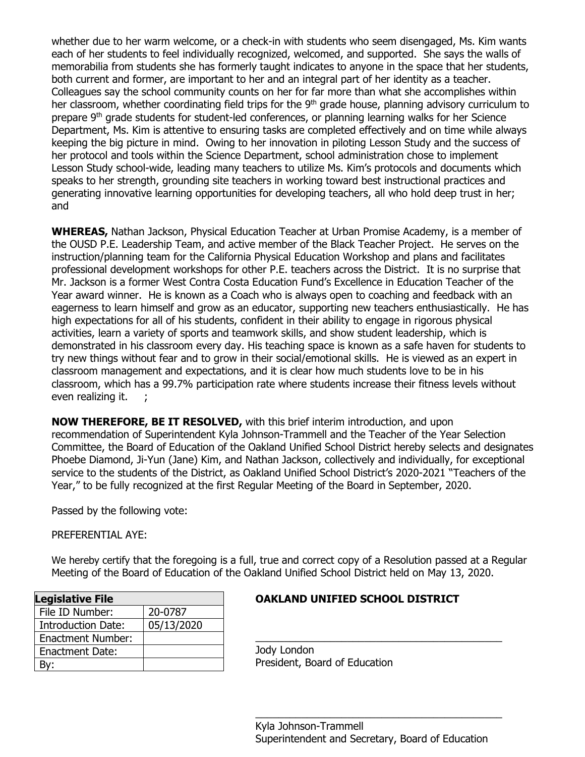whether due to her warm welcome, or a check-in with students who seem disengaged, Ms. Kim wants each of her students to feel individually recognized, welcomed, and supported. She says the walls of memorabilia from students she has formerly taught indicates to anyone in the space that her students, both current and former, are important to her and an integral part of her identity as a teacher. Colleagues say the school community counts on her for far more than what she accomplishes within her classroom, whether coordinating field trips for the 9th grade house, planning advisory curriculum to prepare 9th grade students for student-led conferences, or planning learning walks for her Science Department, Ms. Kim is attentive to ensuring tasks are completed effectively and on time while always keeping the big picture in mind. Owing to her innovation in piloting Lesson Study and the success of her protocol and tools within the Science Department, school administration chose to implement Lesson Study school-wide, leading many teachers to utilize Ms. Kim's protocols and documents which speaks to her strength, grounding site teachers in working toward best instructional practices and generating innovative learning opportunities for developing teachers, all who hold deep trust in her; and

**WHEREAS,** Nathan Jackson, Physical Education Teacher at Urban Promise Academy, is a member of the OUSD P.E. Leadership Team, and active member of the Black Teacher Project. He serves on the instruction/planning team for the California Physical Education Workshop and plans and facilitates professional development workshops for other P.E. teachers across the District. It is no surprise that Mr. Jackson is a former West Contra Costa Education Fund's Excellence in Education Teacher of the Year award winner. He is known as a Coach who is always open to coaching and feedback with an eagerness to learn himself and grow as an educator, supporting new teachers enthusiastically. He has high expectations for all of his students, confident in their ability to engage in rigorous physical activities, learn a variety of sports and teamwork skills, and show student leadership, which is demonstrated in his classroom every day. His teaching space is known as a safe haven for students to try new things without fear and to grow in their social/emotional skills. He is viewed as an expert in classroom management and expectations, and it is clear how much students love to be in his classroom, which has a 99.7% participation rate where students increase their fitness levels without even realizing it. ;

**NOW THEREFORE, BE IT RESOLVED,** with this brief interim introduction, and upon recommendation of Superintendent Kyla Johnson-Trammell and the Teacher of the Year Selection Committee, the Board of Education of the Oakland Unified School District hereby selects and designates Phoebe Diamond, Ji-Yun (Jane) Kim, and Nathan Jackson, collectively and individually, for exceptional service to the students of the District, as Oakland Unified School District's 2020-2021 "Teachers of the Year," to be fully recognized at the first Regular Meeting of the Board in September, 2020.

Passed by the following vote:

PREFERENTIAL AYE:

We hereby certify that the foregoing is a full, true and correct copy of a Resolution passed at a Regular Meeting of the Board of Education of the Oakland Unified School District held on May 13, 2020.

| Legislative File | |
|---|---|
| File ID Number: | 20-0787 |
| Introduction Date: | 05/13/2020 |
| Enactment Number: | |
| Enactment Date: | |
| By: | |

**OAKLAND UNIFIED SCHOOL DISTRICT**

\_\_\_\_\_\_\_\_\_\_\_\_\_\_\_\_\_\_\_\_\_\_\_\_\_\_\_\_\_\_\_\_\_\_\_\_\_\_\_\_\_\_

Jody London
President, Board of Education

\_\_\_\_\_\_\_\_\_\_\_\_\_\_\_\_\_\_\_\_\_\_\_\_\_\_\_\_\_\_\_\_\_\_\_\_\_\_\_\_\_\_

Kyla Johnson-Trammell
Superintendent and Secretary, Board of Education